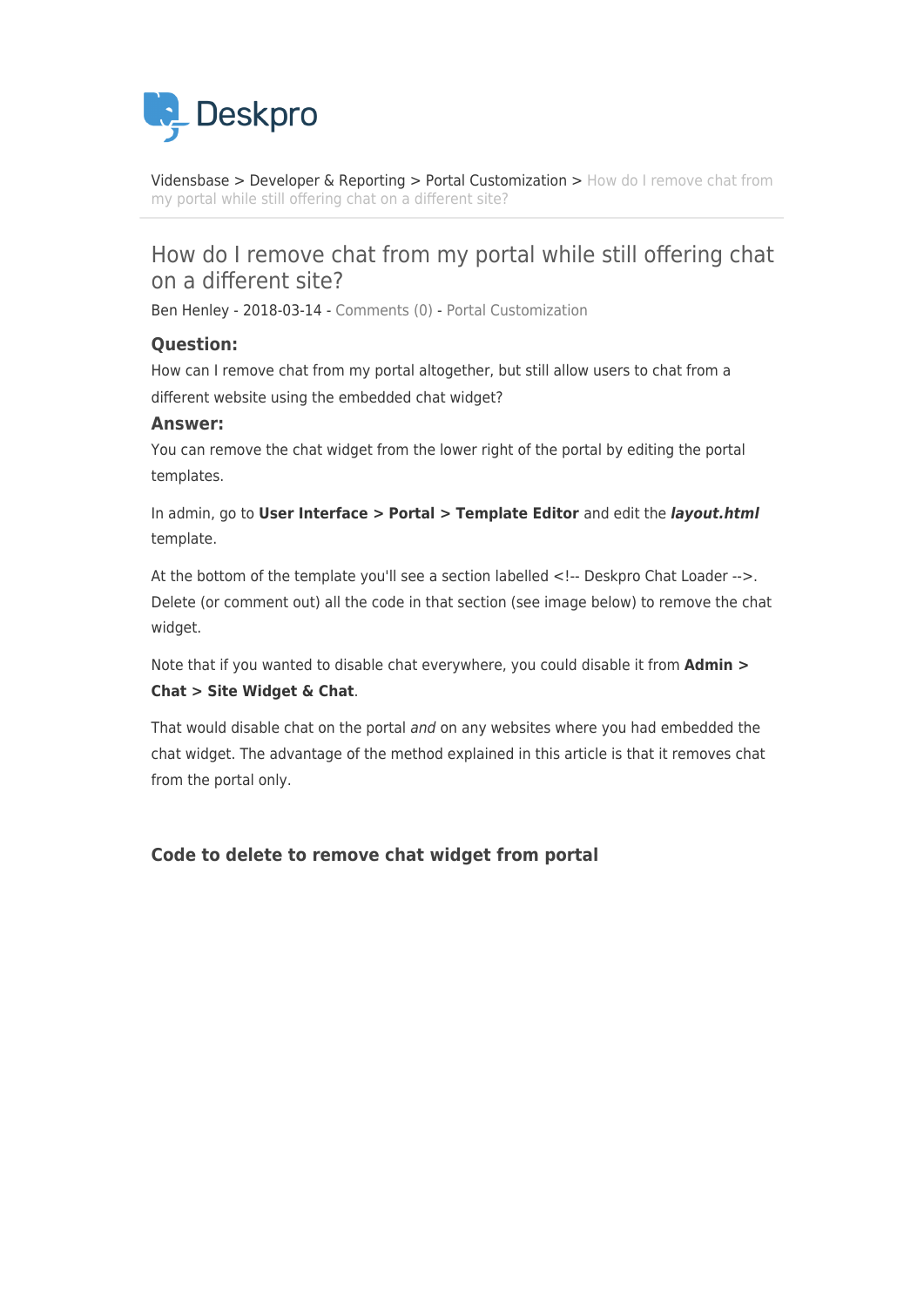Vidensbase > Developer & Reporting > Portal Customization > How do I remove chat from my portal while still offering chat on a different site?

# How do I remove chat from my portal while still offering chat on a different site?

Ben Henley - 2018-03-14 - Comments (0) - Portal Customization

### Question:

How can I remove chat from my portal altogether, but still allow users to chat from a different website using the embedded chat widget?

### Answer:

You can remove the chat widget from the lower right of the portal by editing the portal templates.

In admin, go to **User Interface > Portal > Template Editor** and edit the ***layout.html*** template.

At the bottom of the template you'll see a section labelled <!-- Deskpro Chat Loader -->. Delete (or comment out) all the code in that section (see image below) to remove the chat widget.

Note that if you wanted to disable chat everywhere, you could disable it from **Admin > Chat > Site Widget & Chat**.

That would disable chat on the portal *and* on any websites where you had embedded the chat widget. The advantage of the method explained in this article is that it removes chat from the portal only.

### Code to delete to remove chat widget from portal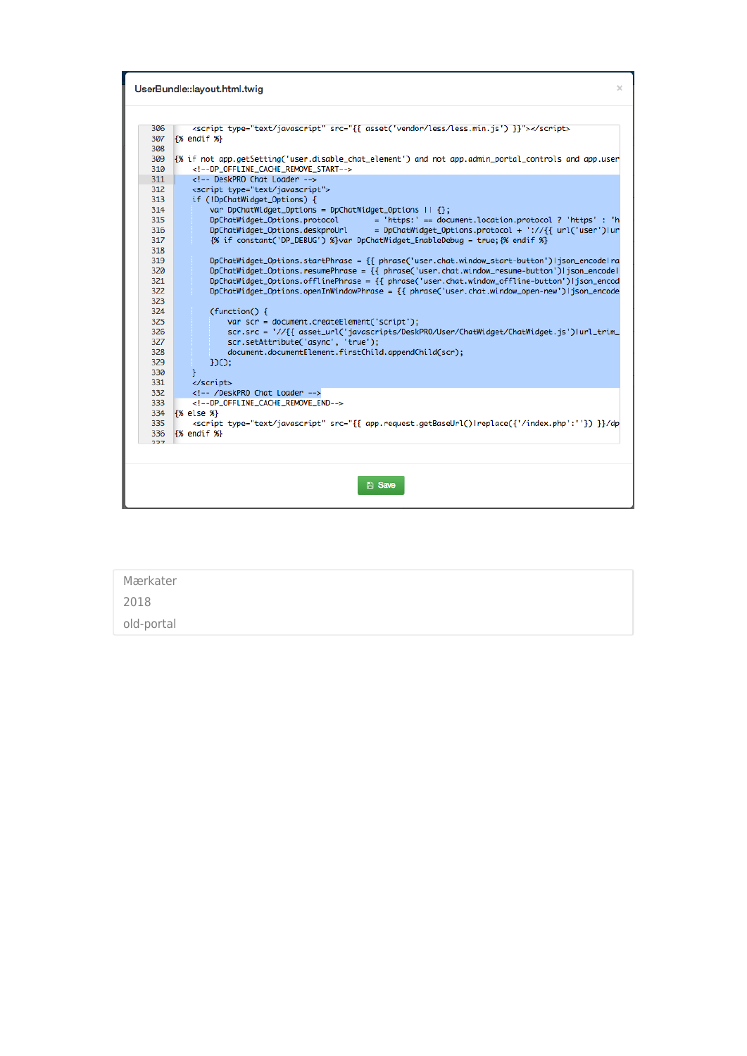UserBundle::layout.html.twig

```
306     <script type="text/javascript" src="{{ asset('vendor/less/less.min.js') }}"></script>
307 {% endif %}
308
309 {% if not app.getSetting('user.disable_chat_element') and not app.admin_portal_controls and app.user
310     <!--DP_OFFLINE_CACHE_REMOVE_START-->
311     <!-- DeskPRO Chat Loader -->
312     <script type="text/javascript">
313     if (!DpChatWidget_Options) {
314         var DpChatWidget_Options = DpChatWidget_Options || {};
315         DpChatWidget_Options.protocol        = 'https:' == document.location.protocol ? 'https' : 'h
316         DpChatWidget_Options.deskproUrl      = DpChatWidget_Options.protocol + '://{{ url('user')|ur
317         {% if constant('DP_DEBUG') %}var DpChatWidget_EnableDebug = true;{% endif %}
318
319         DpChatWidget_Options.startPhrase = {{ phrase('user.chat.window_start-button')|json_encode|ra
320         DpChatWidget_Options.resumePhrase = {{ phrase('user.chat.window_resume-button')|json_encode|
321         DpChatWidget_Options.offlinePhrase = {{ phrase('user.chat.window_offline-button')|json_encod
322         DpChatWidget_Options.openInWindowPhrase = {{ phrase('user.chat.window_open-new')|json_encode
323
324         (function() {
325             var scr = document.createElement('script');
326             scr.src = '//{{ asset_url('javascripts/DeskPRO/User/ChatWidget/ChatWidget.js')|url_trim_
327             scr.setAttribute('async', 'true');
328             document.documentElement.firstChild.appendChild(scr);
329         })();
330     }
331     </script>
332     <!-- /DeskPRO Chat Loader -->
333     <!--DP_OFFLINE_CACHE_REMOVE_END-->
334 {% else %}
335     <script type="text/javascript" src="{{ app.request.getBaseUrl()|replace({'/index.php':''}) }}/dp
336 {% endif %}
```

Save

Mærkater

2018

old-portal